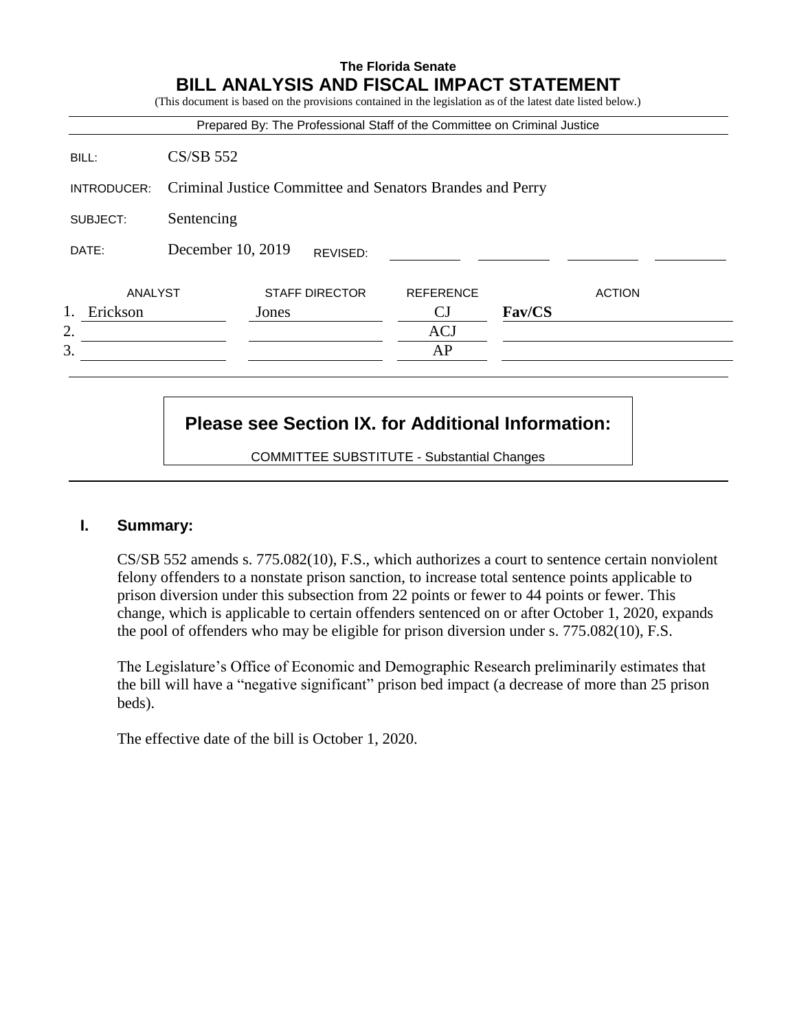**The Florida Senate**

# BILL ANALYSIS AND FISCAL IMPACT STATEMENT

(This document is based on the provisions contained in the legislation as of the latest date listed below.)

Prepared By: The Professional Staff of the Committee on Criminal Justice

| | |
|---|---|
| BILL: | CS/SB 552 |
| INTRODUCER: | Criminal Justice Committee and Senators Brandes and Perry |
| SUBJECT: | Sentencing |
| DATE: | December 10, 2019 REVISED: |

| | ANALYST | STAFF DIRECTOR | REFERENCE | ACTION |
|---|---|---|---|---|
| 1. | Erickson | Jones | CJ | **Fav/CS** |
| 2. | | | ACJ | |
| 3. | | | AP | |

**Please see Section IX. for Additional Information:**

COMMITTEE SUBSTITUTE - Substantial Changes

## I. Summary:

CS/SB 552 amends s. 775.082(10), F.S., which authorizes a court to sentence certain nonviolent felony offenders to a nonstate prison sanction, to increase total sentence points applicable to prison diversion under this subsection from 22 points or fewer to 44 points or fewer. This change, which is applicable to certain offenders sentenced on or after October 1, 2020, expands the pool of offenders who may be eligible for prison diversion under s. 775.082(10), F.S.

The Legislature's Office of Economic and Demographic Research preliminarily estimates that the bill will have a "negative significant" prison bed impact (a decrease of more than 25 prison beds).

The effective date of the bill is October 1, 2020.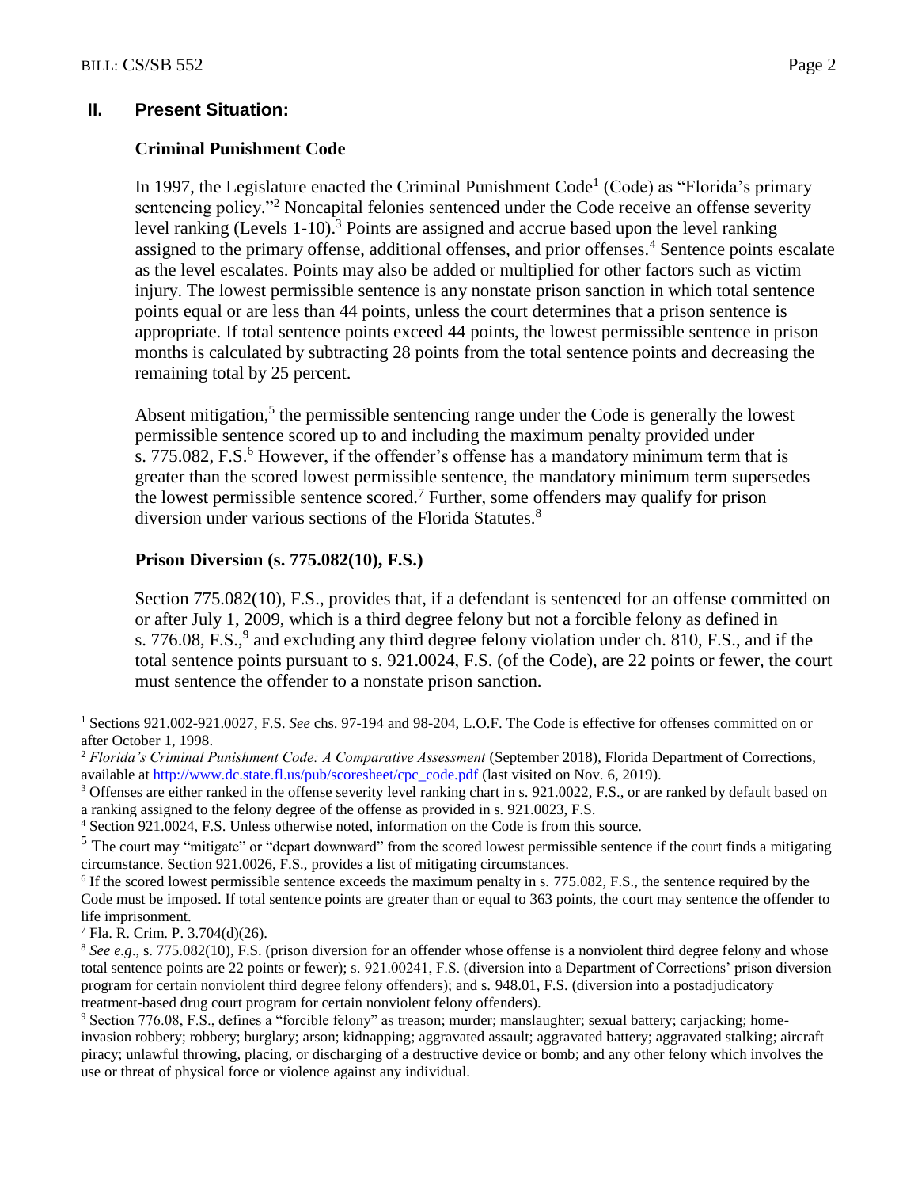## II. Present Situation:

### Criminal Punishment Code

In 1997, the Legislature enacted the Criminal Punishment Code[1] (Code) as "Florida's primary sentencing policy."[2] Noncapital felonies sentenced under the Code receive an offense severity level ranking (Levels 1-10).[3] Points are assigned and accrue based upon the level ranking assigned to the primary offense, additional offenses, and prior offenses.[4] Sentence points escalate as the level escalates. Points may also be added or multiplied for other factors such as victim injury. The lowest permissible sentence is any nonstate prison sanction in which total sentence points equal or are less than 44 points, unless the court determines that a prison sentence is appropriate. If total sentence points exceed 44 points, the lowest permissible sentence in prison months is calculated by subtracting 28 points from the total sentence points and decreasing the remaining total by 25 percent.

Absent mitigation,[5] the permissible sentencing range under the Code is generally the lowest permissible sentence scored up to and including the maximum penalty provided under s. 775.082, F.S.[6] However, if the offender's offense has a mandatory minimum term that is greater than the scored lowest permissible sentence, the mandatory minimum term supersedes the lowest permissible sentence scored.[7] Further, some offenders may qualify for prison diversion under various sections of the Florida Statutes.[8]

### Prison Diversion (s. 775.082(10), F.S.)

Section 775.082(10), F.S., provides that, if a defendant is sentenced for an offense committed on or after July 1, 2009, which is a third degree felony but not a forcible felony as defined in s. 776.08, F.S.,[9] and excluding any third degree felony violation under ch. 810, F.S., and if the total sentence points pursuant to s. 921.0024, F.S. (of the Code), are 22 points or fewer, the court must sentence the offender to a nonstate prison sanction.

---

[1] Sections 921.002-921.0027, F.S. *See* chs. 97-194 and 98-204, L.O.F. The Code is effective for offenses committed on or after October 1, 1998.

[2] *Florida's Criminal Punishment Code: A Comparative Assessment* (September 2018), Florida Department of Corrections, available at http://www.dc.state.fl.us/pub/scoresheet/cpc_code.pdf (last visited on Nov. 6, 2019).

[3] Offenses are either ranked in the offense severity level ranking chart in s. 921.0022, F.S., or are ranked by default based on a ranking assigned to the felony degree of the offense as provided in s. 921.0023, F.S.

[4] Section 921.0024, F.S. Unless otherwise noted, information on the Code is from this source.

[5] The court may "mitigate" or "depart downward" from the scored lowest permissible sentence if the court finds a mitigating circumstance. Section 921.0026, F.S., provides a list of mitigating circumstances.

[6] If the scored lowest permissible sentence exceeds the maximum penalty in s. 775.082, F.S., the sentence required by the Code must be imposed. If total sentence points are greater than or equal to 363 points, the court may sentence the offender to life imprisonment.

[7] Fla. R. Crim. P. 3.704(d)(26).

[8] *See e.g*., s. 775.082(10), F.S. (prison diversion for an offender whose offense is a nonviolent third degree felony and whose total sentence points are 22 points or fewer); s. 921.00241, F.S. (diversion into a Department of Corrections' prison diversion program for certain nonviolent third degree felony offenders); and s. 948.01, F.S. (diversion into a postadjudicatory treatment-based drug court program for certain nonviolent felony offenders).

[9] Section 776.08, F.S., defines a "forcible felony" as treason; murder; manslaughter; sexual battery; carjacking; home-invasion robbery; robbery; burglary; arson; kidnapping; aggravated assault; aggravated battery; aggravated stalking; aircraft piracy; unlawful throwing, placing, or discharging of a destructive device or bomb; and any other felony which involves the use or threat of physical force or violence against any individual.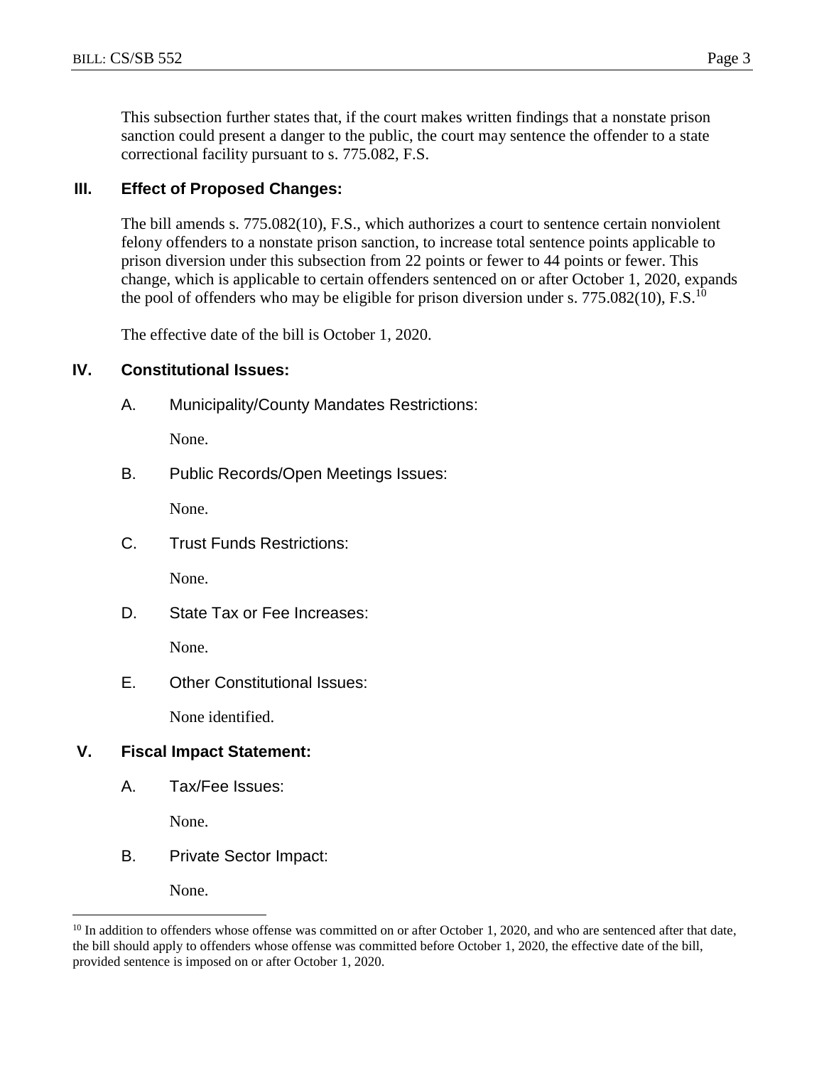This subsection further states that, if the court makes written findings that a nonstate prison sanction could present a danger to the public, the court may sentence the offender to a state correctional facility pursuant to s. 775.082, F.S.

## III. Effect of Proposed Changes:

The bill amends s. 775.082(10), F.S., which authorizes a court to sentence certain nonviolent felony offenders to a nonstate prison sanction, to increase total sentence points applicable to prison diversion under this subsection from 22 points or fewer to 44 points or fewer. This change, which is applicable to certain offenders sentenced on or after October 1, 2020, expands the pool of offenders who may be eligible for prison diversion under s. 775.082(10), F.S.[10]

The effective date of the bill is October 1, 2020.

## IV. Constitutional Issues:

### A. Municipality/County Mandates Restrictions:

None.

### B. Public Records/Open Meetings Issues:

None.

### C. Trust Funds Restrictions:

None.

### D. State Tax or Fee Increases:

None.

### E. Other Constitutional Issues:

None identified.

## V. Fiscal Impact Statement:

### A. Tax/Fee Issues:

None.

### B. Private Sector Impact:

None.

---

[10] In addition to offenders whose offense was committed on or after October 1, 2020, and who are sentenced after that date, the bill should apply to offenders whose offense was committed before October 1, 2020, the effective date of the bill, provided sentence is imposed on or after October 1, 2020.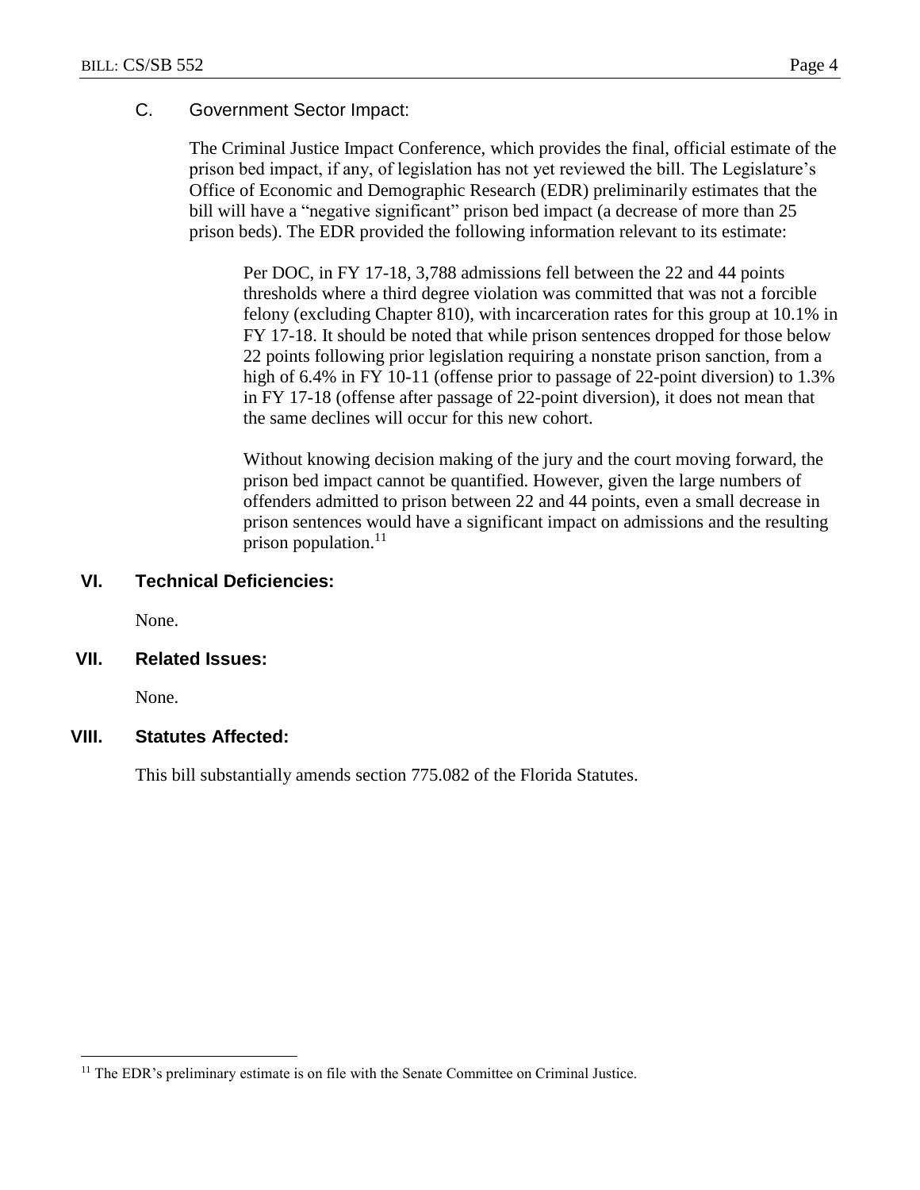### C. Government Sector Impact:

The Criminal Justice Impact Conference, which provides the final, official estimate of the prison bed impact, if any, of legislation has not yet reviewed the bill. The Legislature's Office of Economic and Demographic Research (EDR) preliminarily estimates that the bill will have a "negative significant" prison bed impact (a decrease of more than 25 prison beds). The EDR provided the following information relevant to its estimate:

> Per DOC, in FY 17-18, 3,788 admissions fell between the 22 and 44 points thresholds where a third degree violation was committed that was not a forcible felony (excluding Chapter 810), with incarceration rates for this group at 10.1% in FY 17-18. It should be noted that while prison sentences dropped for those below 22 points following prior legislation requiring a nonstate prison sanction, from a high of 6.4% in FY 10-11 (offense prior to passage of 22-point diversion) to 1.3% in FY 17-18 (offense after passage of 22-point diversion), it does not mean that the same declines will occur for this new cohort.
>
> Without knowing decision making of the jury and the court moving forward, the prison bed impact cannot be quantified. However, given the large numbers of offenders admitted to prison between 22 and 44 points, even a small decrease in prison sentences would have a significant impact on admissions and the resulting prison population.[11]

## VI. Technical Deficiencies:

None.

## VII. Related Issues:

None.

## VIII. Statutes Affected:

This bill substantially amends section 775.082 of the Florida Statutes.

---

[11] The EDR's preliminary estimate is on file with the Senate Committee on Criminal Justice.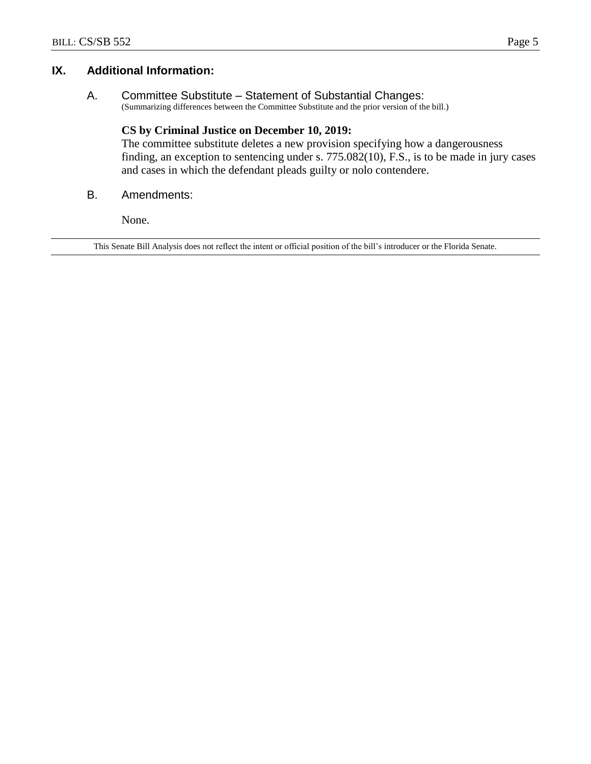## IX. Additional Information:

### A. Committee Substitute – Statement of Substantial Changes:

(Summarizing differences between the Committee Substitute and the prior version of the bill.)

**CS by Criminal Justice on December 10, 2019:**

The committee substitute deletes a new provision specifying how a dangerousness finding, an exception to sentencing under s. 775.082(10), F.S., is to be made in jury cases and cases in which the defendant pleads guilty or nolo contendere.

### B. Amendments:

None.

This Senate Bill Analysis does not reflect the intent or official position of the bill's introducer or the Florida Senate.